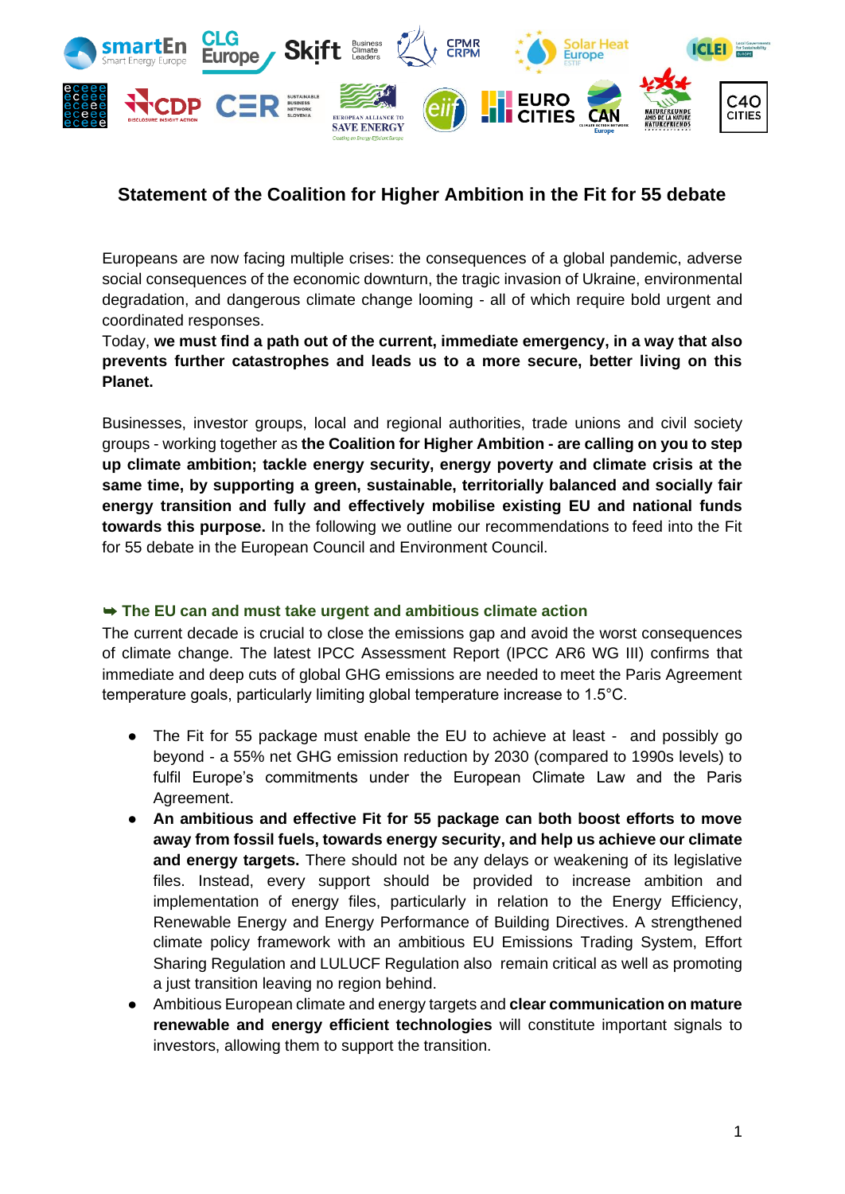## Statement of the Coalition for Higher Ambition in the Fit for 55 debate

Europeans are now facing multiple crises: the consequences of a global pandemic, adverse social consequences of the economic downturn, the tragic invasion of Ukraine, environmental degradation, and dangerous climate change looming - all of which require bold urgent and coordinated responses.
Today, **we must find a path out of the current, immediate emergency, in a way that also prevents further catastrophes and leads us to a more secure, better living on this Planet.**

Businesses, investor groups, local and regional authorities, trade unions and civil society groups - working together as **the Coalition for Higher Ambition - are calling on you to step up climate ambition; tackle energy security, energy poverty and climate crisis at the same time, by supporting a green, sustainable, territorially balanced and socially fair energy transition and fully and effectively mobilise existing EU and national funds towards this purpose.** In the following we outline our recommendations to feed into the Fit for 55 debate in the European Council and Environment Council.

### ➡ The EU can and must take urgent and ambitious climate action

The current decade is crucial to close the emissions gap and avoid the worst consequences of climate change. The latest IPCC Assessment Report (IPCC AR6 WG III) confirms that immediate and deep cuts of global GHG emissions are needed to meet the Paris Agreement temperature goals, particularly limiting global temperature increase to 1.5°C.

- The Fit for 55 package must enable the EU to achieve at least - and possibly go beyond - a 55% net GHG emission reduction by 2030 (compared to 1990s levels) to fulfil Europe's commitments under the European Climate Law and the Paris Agreement.
- **An ambitious and effective Fit for 55 package can both boost efforts to move away from fossil fuels, towards energy security, and help us achieve our climate and energy targets.** There should not be any delays or weakening of its legislative files. Instead, every support should be provided to increase ambition and implementation of energy files, particularly in relation to the Energy Efficiency, Renewable Energy and Energy Performance of Building Directives. A strengthened climate policy framework with an ambitious EU Emissions Trading System, Effort Sharing Regulation and LULUCF Regulation also remain critical as well as promoting a just transition leaving no region behind.
- Ambitious European climate and energy targets and **clear communication on mature renewable and energy efficient technologies** will constitute important signals to investors, allowing them to support the transition.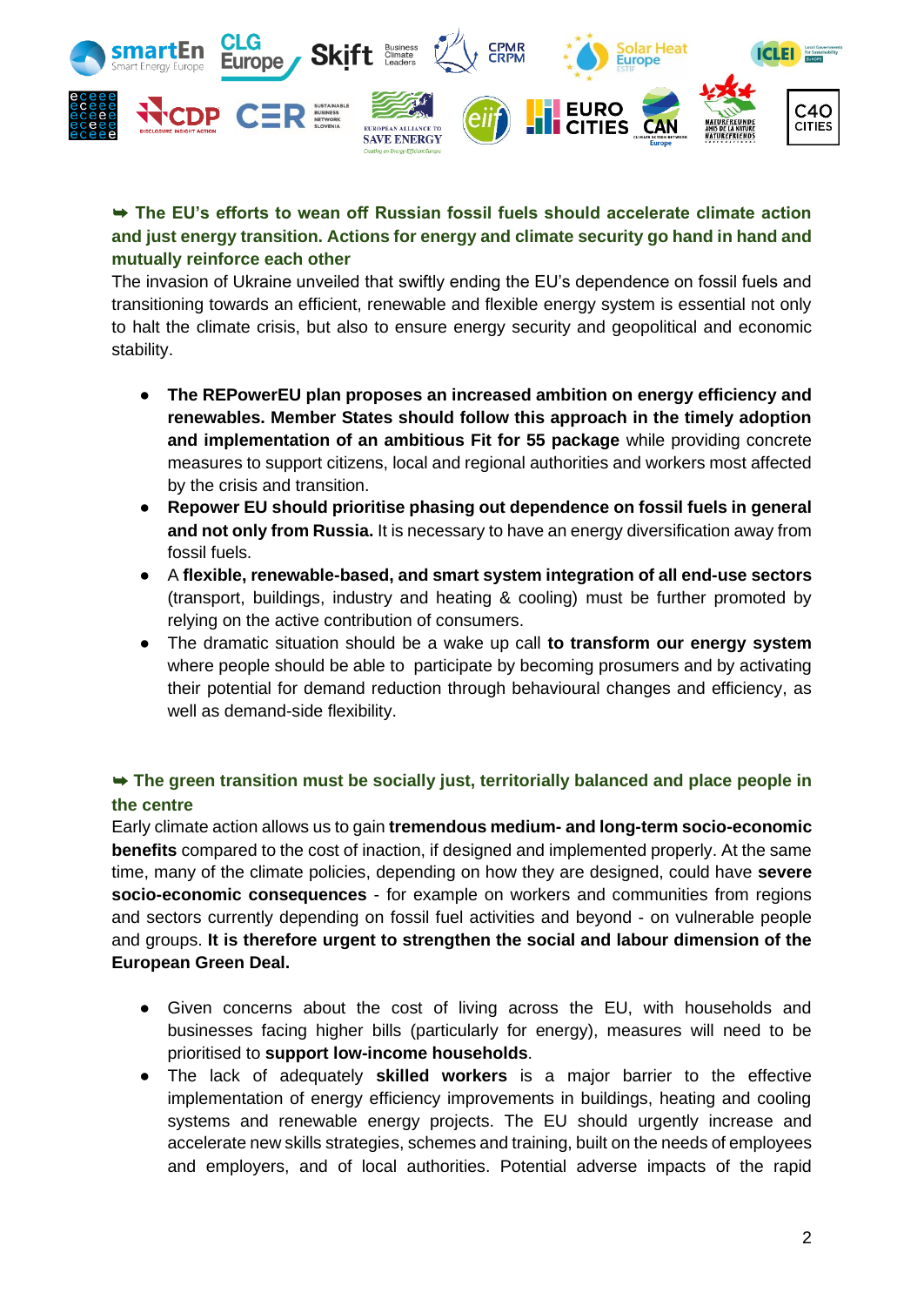➥ **The EU's efforts to wean off Russian fossil fuels should accelerate climate action and just energy transition. Actions for energy and climate security go hand in hand and mutually reinforce each other**

The invasion of Ukraine unveiled that swiftly ending the EU's dependence on fossil fuels and transitioning towards an efficient, renewable and flexible energy system is essential not only to halt the climate crisis, but also to ensure energy security and geopolitical and economic stability.

- **The REPowerEU plan proposes an increased ambition on energy efficiency and renewables. Member States should follow this approach in the timely adoption and implementation of an ambitious Fit for 55 package** while providing concrete measures to support citizens, local and regional authorities and workers most affected by the crisis and transition.
- **Repower EU should prioritise phasing out dependence on fossil fuels in general and not only from Russia.** It is necessary to have an energy diversification away from fossil fuels.
- A **flexible, renewable-based, and smart system integration of all end-use sectors** (transport, buildings, industry and heating & cooling) must be further promoted by relying on the active contribution of consumers.
- The dramatic situation should be a wake up call **to transform our energy system** where people should be able to participate by becoming prosumers and by activating their potential for demand reduction through behavioural changes and efficiency, as well as demand-side flexibility.

➥ **The green transition must be socially just, territorially balanced and place people in the centre**

Early climate action allows us to gain **tremendous medium- and long-term socio-economic benefits** compared to the cost of inaction, if designed and implemented properly. At the same time, many of the climate policies, depending on how they are designed, could have **severe socio-economic consequences** - for example on workers and communities from regions and sectors currently depending on fossil fuel activities and beyond - on vulnerable people and groups. **It is therefore urgent to strengthen the social and labour dimension of the European Green Deal.**

- Given concerns about the cost of living across the EU, with households and businesses facing higher bills (particularly for energy), measures will need to be prioritised to **support low-income households**.
- The lack of adequately **skilled workers** is a major barrier to the effective implementation of energy efficiency improvements in buildings, heating and cooling systems and renewable energy projects. The EU should urgently increase and accelerate new skills strategies, schemes and training, built on the needs of employees and employers, and of local authorities. Potential adverse impacts of the rapid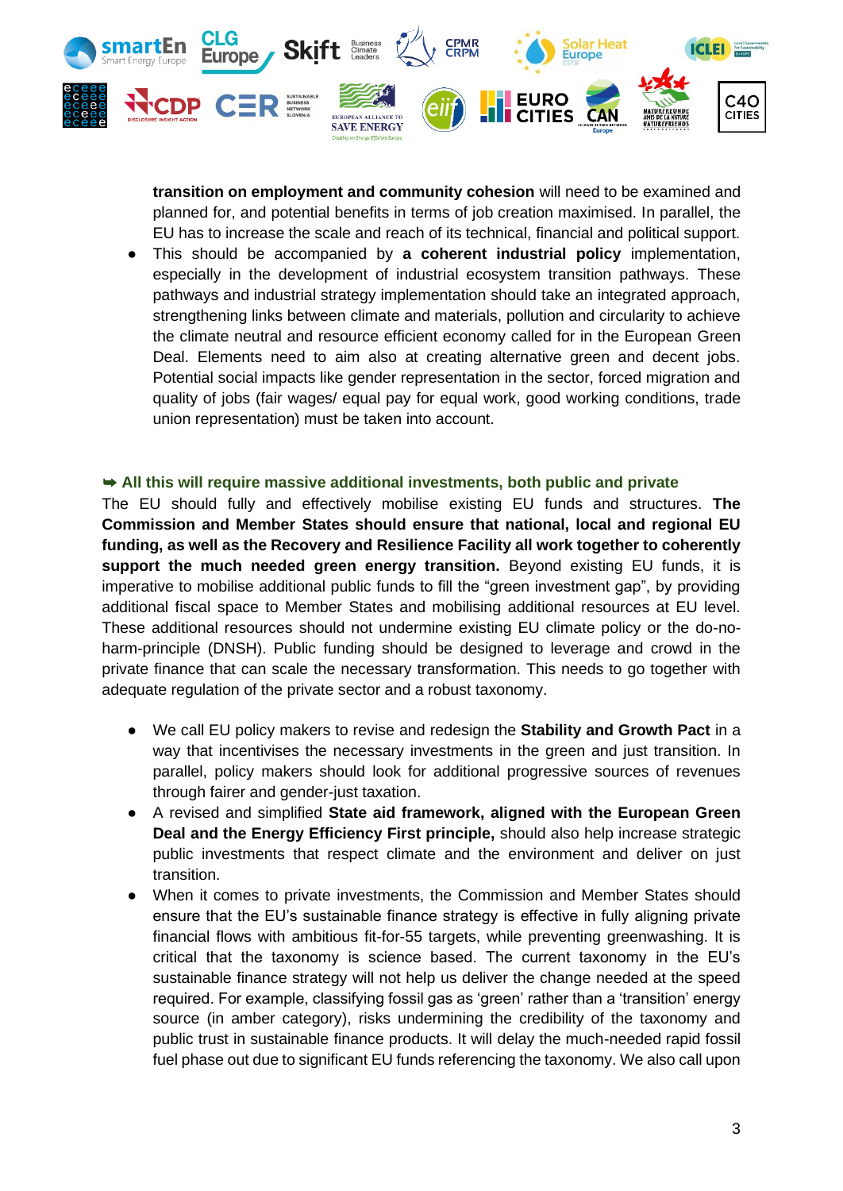**transition on employment and community cohesion** will need to be examined and planned for, and potential benefits in terms of job creation maximised. In parallel, the EU has to increase the scale and reach of its technical, financial and political support.

- This should be accompanied by **a coherent industrial policy** implementation, especially in the development of industrial ecosystem transition pathways. These pathways and industrial strategy implementation should take an integrated approach, strengthening links between climate and materials, pollution and circularity to achieve the climate neutral and resource efficient economy called for in the European Green Deal. Elements need to aim also at creating alternative green and decent jobs. Potential social impacts like gender representation in the sector, forced migration and quality of jobs (fair wages/ equal pay for equal work, good working conditions, trade union representation) must be taken into account.

### ➡ All this will require massive additional investments, both public and private

The EU should fully and effectively mobilise existing EU funds and structures. **The Commission and Member States should ensure that national, local and regional EU funding, as well as the Recovery and Resilience Facility all work together to coherently support the much needed green energy transition.** Beyond existing EU funds, it is imperative to mobilise additional public funds to fill the “green investment gap”, by providing additional fiscal space to Member States and mobilising additional resources at EU level. These additional resources should not undermine existing EU climate policy or the do-no-harm-principle (DNSH). Public funding should be designed to leverage and crowd in the private finance that can scale the necessary transformation. This needs to go together with adequate regulation of the private sector and a robust taxonomy.

- We call EU policy makers to revise and redesign the **Stability and Growth Pact** in a way that incentivises the necessary investments in the green and just transition. In parallel, policy makers should look for additional progressive sources of revenues through fairer and gender-just taxation.
- A revised and simplified **State aid framework, aligned with the European Green Deal and the Energy Efficiency First principle,** should also help increase strategic public investments that respect climate and the environment and deliver on just transition.
- When it comes to private investments, the Commission and Member States should ensure that the EU’s sustainable finance strategy is effective in fully aligning private financial flows with ambitious fit-for-55 targets, while preventing greenwashing. It is critical that the taxonomy is science based. The current taxonomy in the EU’s sustainable finance strategy will not help us deliver the change needed at the speed required. For example, classifying fossil gas as ‘green’ rather than a ‘transition’ energy source (in amber category), risks undermining the credibility of the taxonomy and public trust in sustainable finance products. It will delay the much-needed rapid fossil fuel phase out due to significant EU funds referencing the taxonomy. We also call upon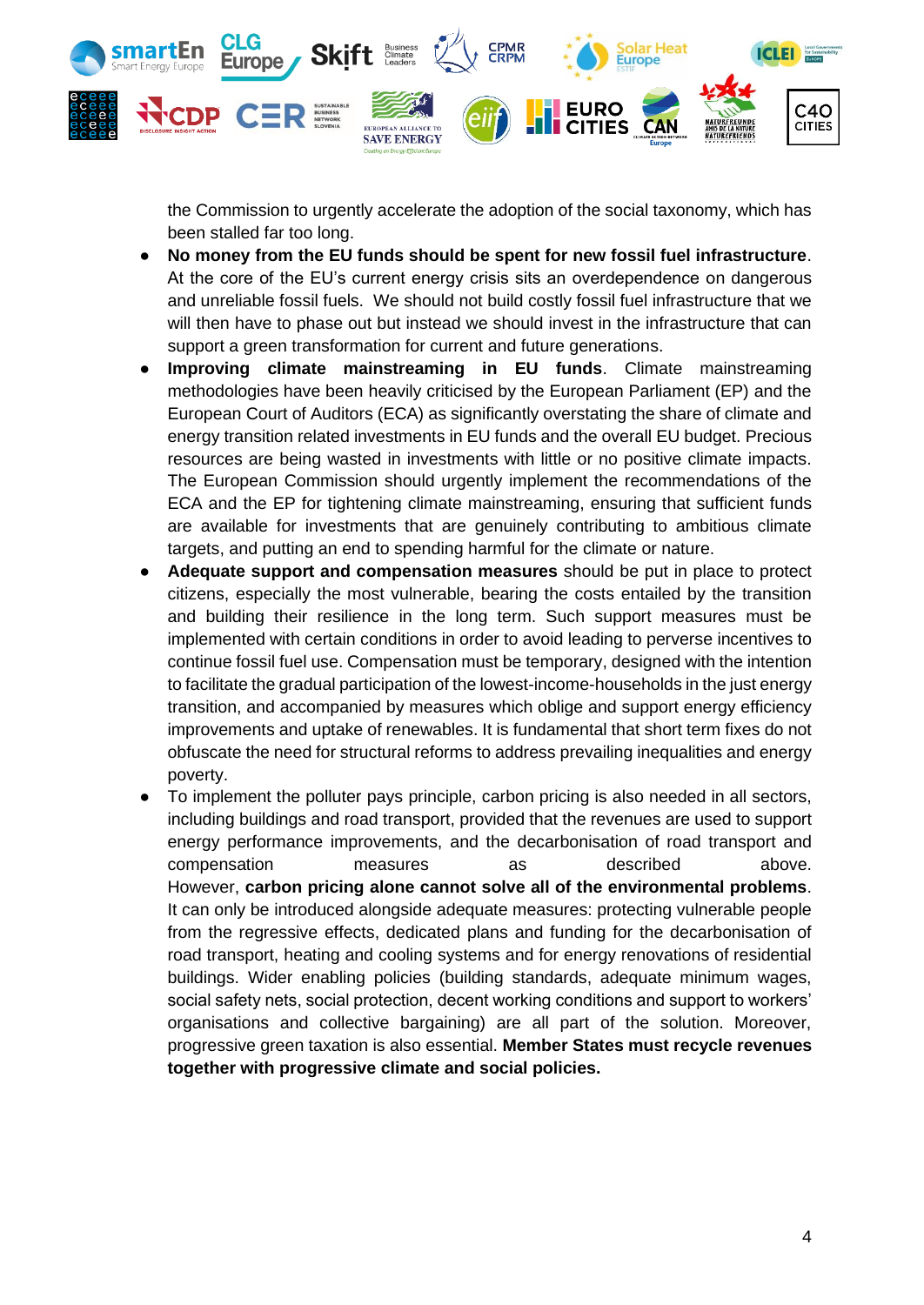the Commission to urgently accelerate the adoption of the social taxonomy, which has been stalled far too long.

- **No money from the EU funds should be spent for new fossil fuel infrastructure**. At the core of the EU's current energy crisis sits an overdependence on dangerous and unreliable fossil fuels. We should not build costly fossil fuel infrastructure that we will then have to phase out but instead we should invest in the infrastructure that can support a green transformation for current and future generations.
- **Improving climate mainstreaming in EU funds**. Climate mainstreaming methodologies have been heavily criticised by the European Parliament (EP) and the European Court of Auditors (ECA) as significantly overstating the share of climate and energy transition related investments in EU funds and the overall EU budget. Precious resources are being wasted in investments with little or no positive climate impacts. The European Commission should urgently implement the recommendations of the ECA and the EP for tightening climate mainstreaming, ensuring that sufficient funds are available for investments that are genuinely contributing to ambitious climate targets, and putting an end to spending harmful for the climate or nature.
- **Adequate support and compensation measures** should be put in place to protect citizens, especially the most vulnerable, bearing the costs entailed by the transition and building their resilience in the long term. Such support measures must be implemented with certain conditions in order to avoid leading to perverse incentives to continue fossil fuel use. Compensation must be temporary, designed with the intention to facilitate the gradual participation of the lowest-income-households in the just energy transition, and accompanied by measures which oblige and support energy efficiency improvements and uptake of renewables. It is fundamental that short term fixes do not obfuscate the need for structural reforms to address prevailing inequalities and energy poverty.
- To implement the polluter pays principle, carbon pricing is also needed in all sectors, including buildings and road transport, provided that the revenues are used to support energy performance improvements, and the decarbonisation of road transport and compensation measures as described above. However, **carbon pricing alone cannot solve all of the environmental problems**. It can only be introduced alongside adequate measures: protecting vulnerable people from the regressive effects, dedicated plans and funding for the decarbonisation of road transport, heating and cooling systems and for energy renovations of residential buildings. Wider enabling policies (building standards, adequate minimum wages, social safety nets, social protection, decent working conditions and support to workers' organisations and collective bargaining) are all part of the solution. Moreover, progressive green taxation is also essential. **Member States must recycle revenues together with progressive climate and social policies.**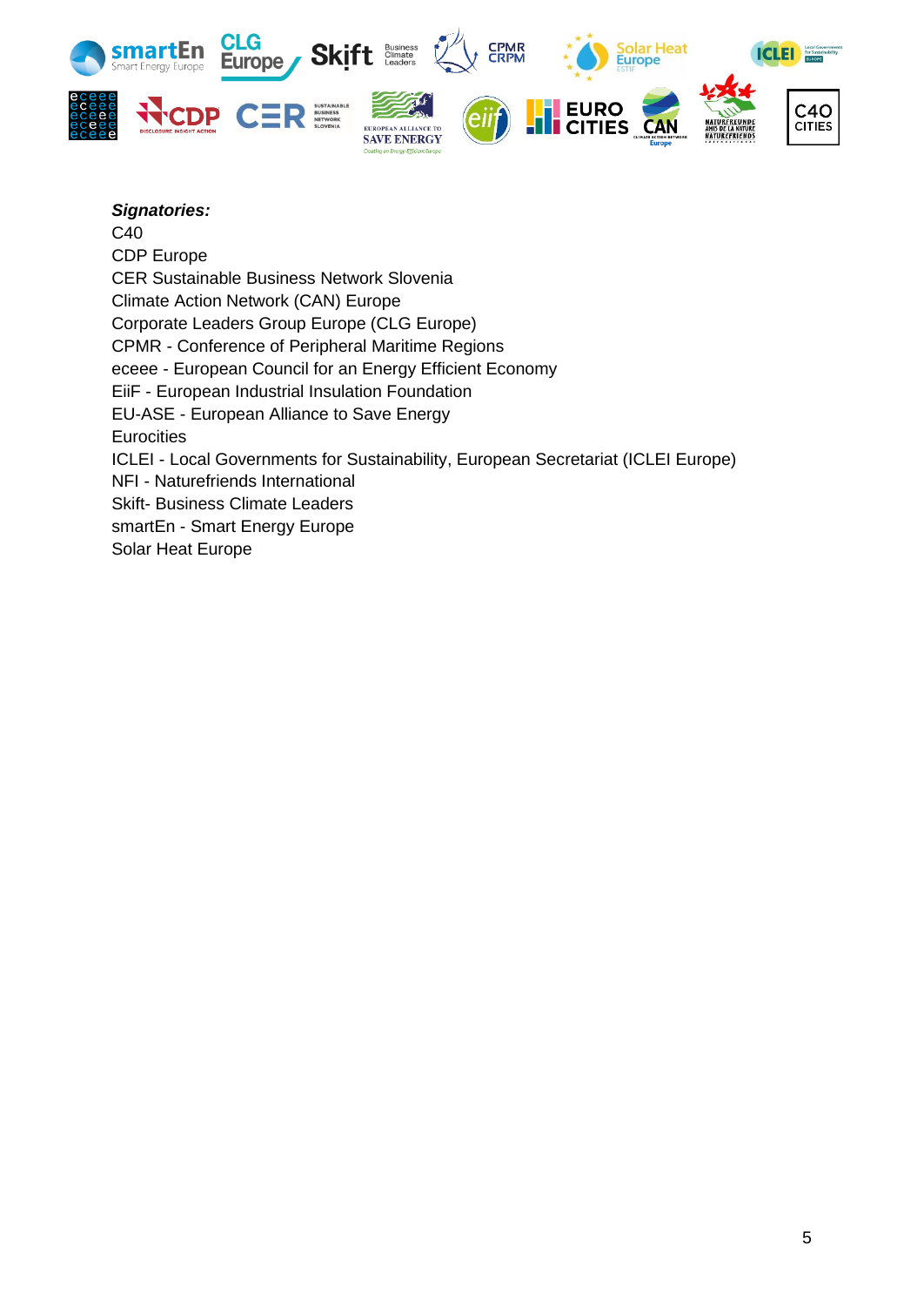***Signatories:***

C40
CDP Europe
CER Sustainable Business Network Slovenia
Climate Action Network (CAN) Europe
Corporate Leaders Group Europe (CLG Europe)
CPMR - Conference of Peripheral Maritime Regions
eceee - European Council for an Energy Efficient Economy
EiiF - European Industrial Insulation Foundation
EU-ASE - European Alliance to Save Energy
Eurocities
ICLEI - Local Governments for Sustainability, European Secretariat (ICLEI Europe)
NFI - Naturefriends International
Skift- Business Climate Leaders
smartEn - Smart Energy Europe
Solar Heat Europe